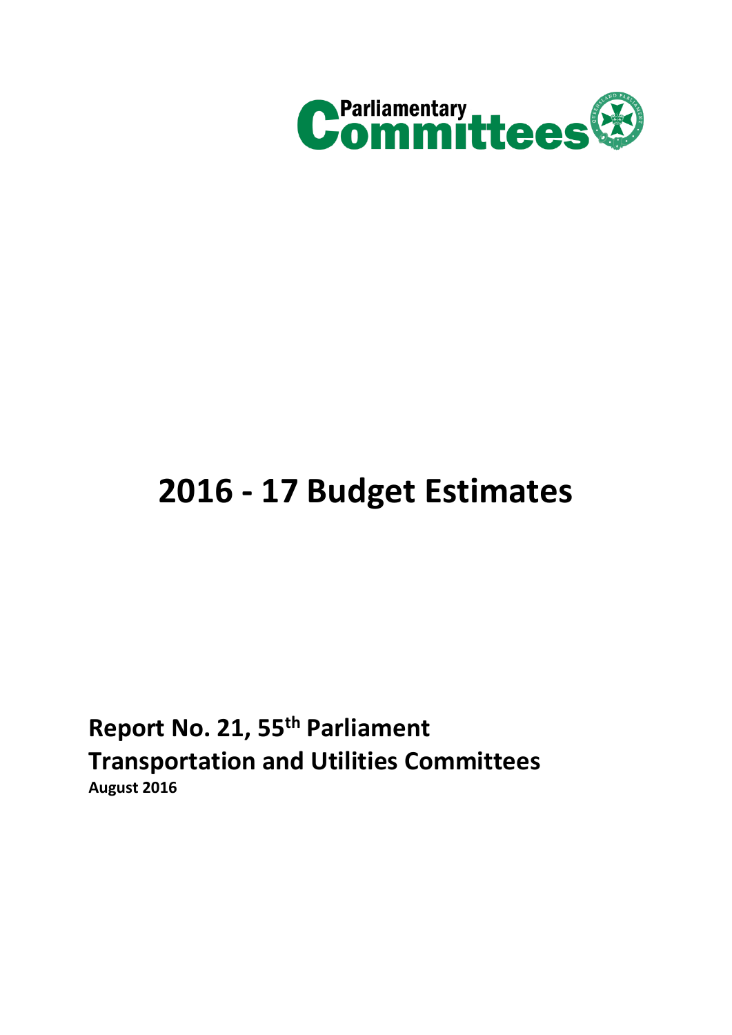Parliamentary Committees

# 2016 - 17 Budget Estimates

**Report No. 21, 55th Parliament**
**Transportation and Utilities Committees**
**August 2016**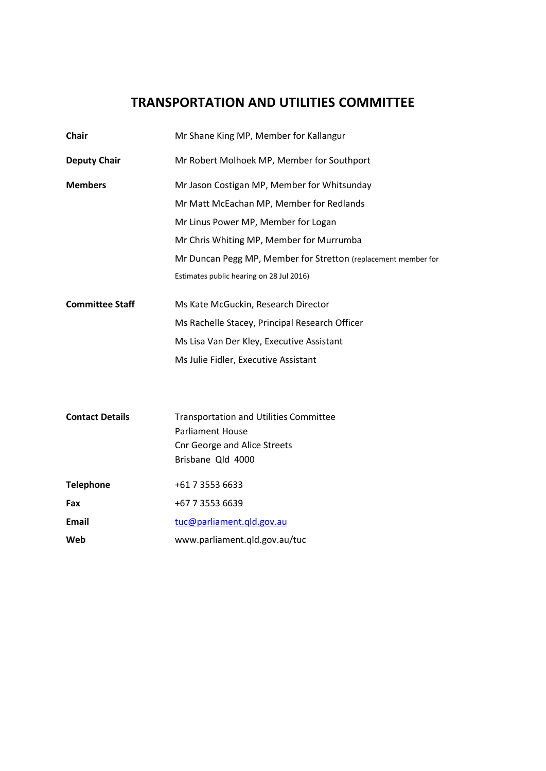# TRANSPORTATION AND UTILITIES COMMITTEE

| | |
|---|---|
| **Chair** | Mr Shane King MP, Member for Kallangur |
| **Deputy Chair** | Mr Robert Molhoek MP, Member for Southport |
| **Members** | Mr Jason Costigan MP, Member for Whitsunday |
| | Mr Matt McEachan MP, Member for Redlands |
| | Mr Linus Power MP, Member for Logan |
| | Mr Chris Whiting MP, Member for Murrumba |
| | Mr Duncan Pegg MP, Member for Stretton (replacement member for Estimates public hearing on 28 Jul 2016) |
| **Committee Staff** | Ms Kate McGuckin, Research Director |
| | Ms Rachelle Stacey, Principal Research Officer |
| | Ms Lisa Van Der Kley, Executive Assistant |
| | Ms Julie Fidler, Executive Assistant |
| **Contact Details** | Transportation and Utilities Committee<br>Parliament House<br>Cnr George and Alice Streets<br>Brisbane Qld 4000 |
| **Telephone** | +61 7 3553 6633 |
| **Fax** | +67 7 3553 6639 |
| **Email** | tuc@parliament.qld.gov.au |
| **Web** | www.parliament.qld.gov.au/tuc |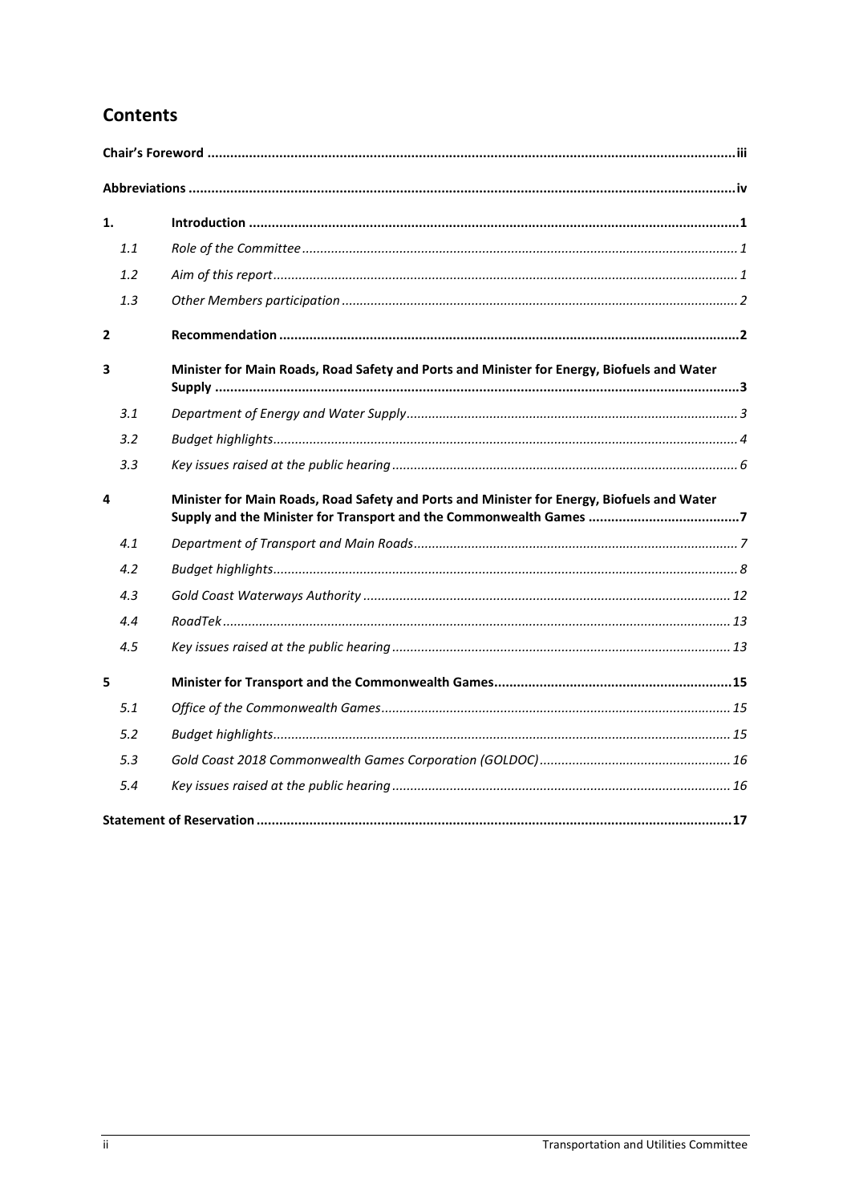# Contents

| | | |
|---|---|---|
| **Chair's Foreword** | | **iii** |
| **Abbreviations** | | **iv** |
| **1.** | **Introduction** | **1** |
| *1.1* | *Role of the Committee* | *1* |
| *1.2* | *Aim of this report* | *1* |
| *1.3* | *Other Members participation* | *2* |
| **2** | **Recommendation** | **2** |
| **3** | **Minister for Main Roads, Road Safety and Ports and Minister for Energy, Biofuels and Water Supply** | **3** |
| *3.1* | *Department of Energy and Water Supply* | *3* |
| *3.2* | *Budget highlights* | *4* |
| *3.3* | *Key issues raised at the public hearing* | *6* |
| **4** | **Minister for Main Roads, Road Safety and Ports and Minister for Energy, Biofuels and Water Supply and the Minister for Transport and the Commonwealth Games** | **7** |
| *4.1* | *Department of Transport and Main Roads* | *7* |
| *4.2* | *Budget highlights* | *8* |
| *4.3* | *Gold Coast Waterways Authority* | *12* |
| *4.4* | *RoadTek* | *13* |
| *4.5* | *Key issues raised at the public hearing* | *13* |
| **5** | **Minister for Transport and the Commonwealth Games** | **15** |
| *5.1* | *Office of the Commonwealth Games* | *15* |
| *5.2* | *Budget highlights* | *15* |
| *5.3* | *Gold Coast 2018 Commonwealth Games Corporation (GOLDOC)* | *16* |
| *5.4* | *Key issues raised at the public hearing* | *16* |
| **Statement of Reservation** | | **17** |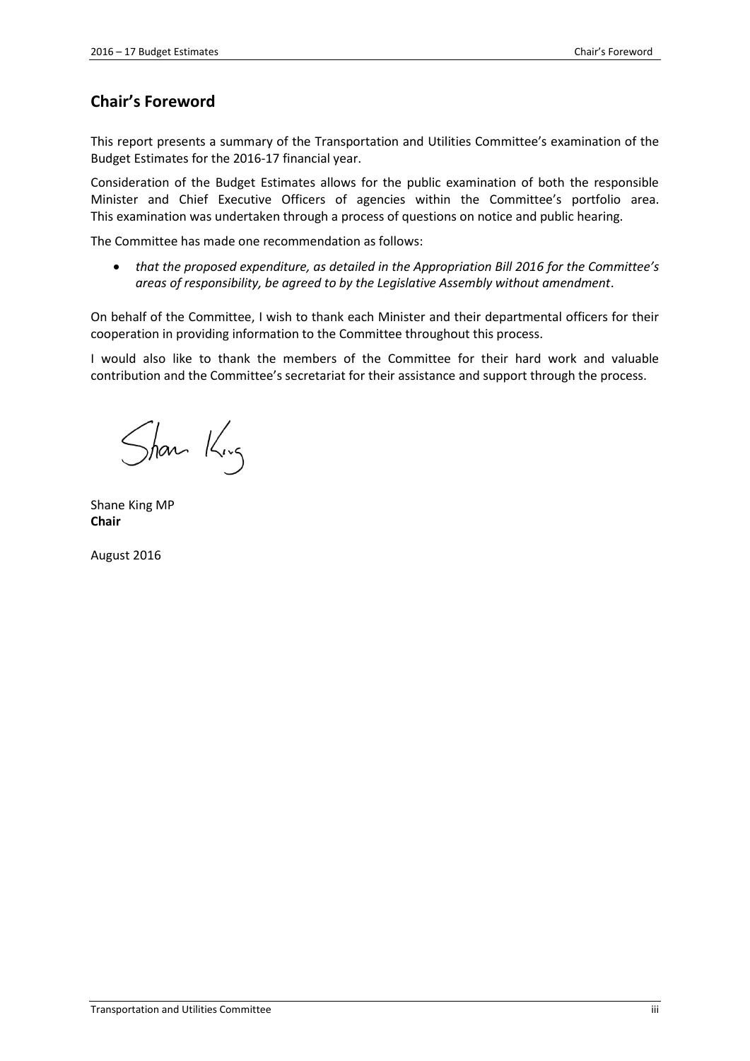## Chair's Foreword

This report presents a summary of the Transportation and Utilities Committee's examination of the Budget Estimates for the 2016-17 financial year.

Consideration of the Budget Estimates allows for the public examination of both the responsible Minister and Chief Executive Officers of agencies within the Committee's portfolio area. This examination was undertaken through a process of questions on notice and public hearing.

The Committee has made one recommendation as follows:

- *that the proposed expenditure, as detailed in the Appropriation Bill 2016 for the Committee's areas of responsibility, be agreed to by the Legislative Assembly without amendment*.

On behalf of the Committee, I wish to thank each Minister and their departmental officers for their cooperation in providing information to the Committee throughout this process.

I would also like to thank the members of the Committee for their hard work and valuable contribution and the Committee's secretariat for their assistance and support through the process.

Shane King MP
**Chair**

August 2016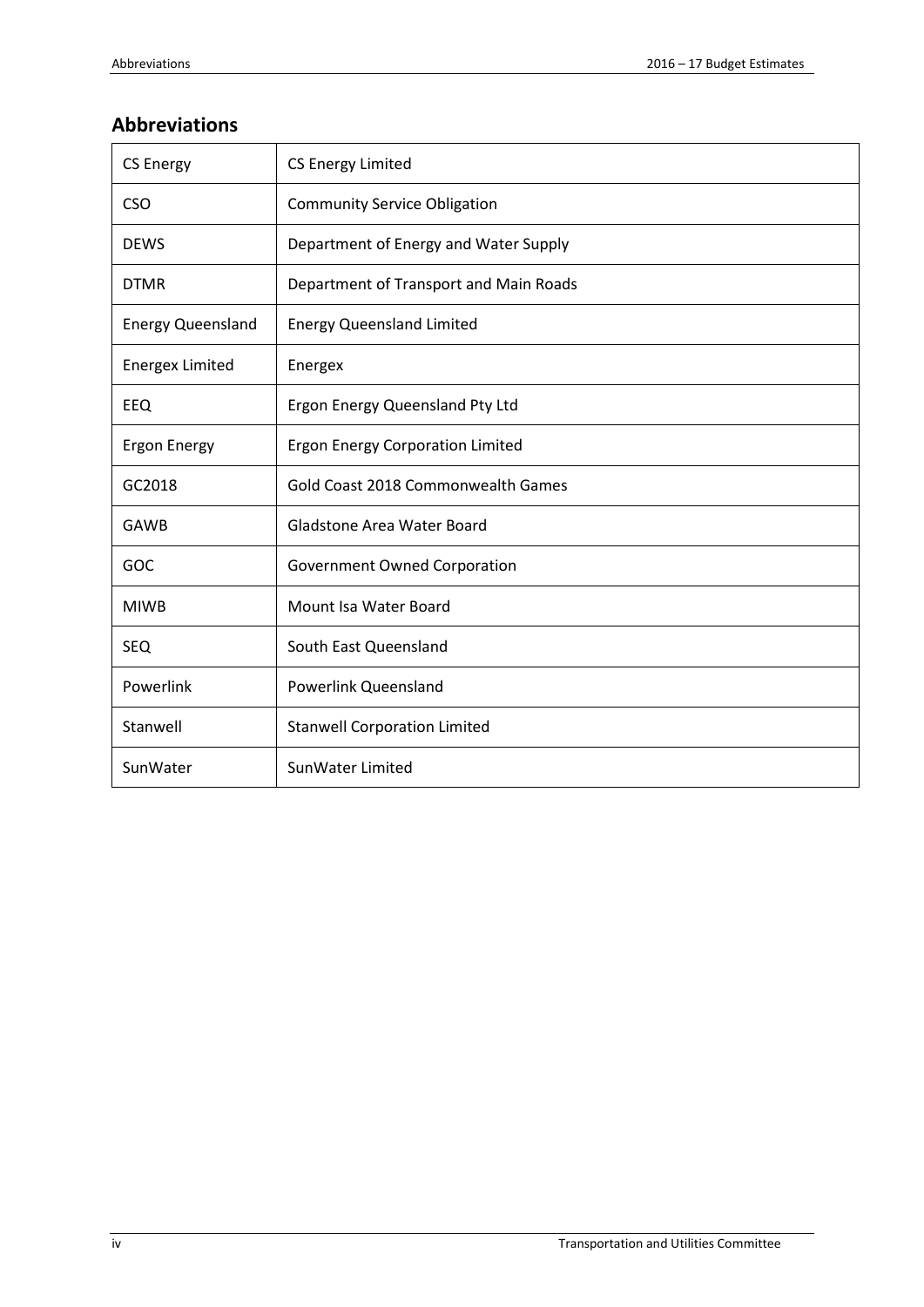## Abbreviations

| | |
|---|---|
| CS Energy | CS Energy Limited |
| CSO | Community Service Obligation |
| DEWS | Department of Energy and Water Supply |
| DTMR | Department of Transport and Main Roads |
| Energy Queensland | Energy Queensland Limited |
| Energex Limited | Energex |
| EEQ | Ergon Energy Queensland Pty Ltd |
| Ergon Energy | Ergon Energy Corporation Limited |
| GC2018 | Gold Coast 2018 Commonwealth Games |
| GAWB | Gladstone Area Water Board |
| GOC | Government Owned Corporation |
| MIWB | Mount Isa Water Board |
| SEQ | South East Queensland |
| Powerlink | Powerlink Queensland |
| Stanwell | Stanwell Corporation Limited |
| SunWater | SunWater Limited |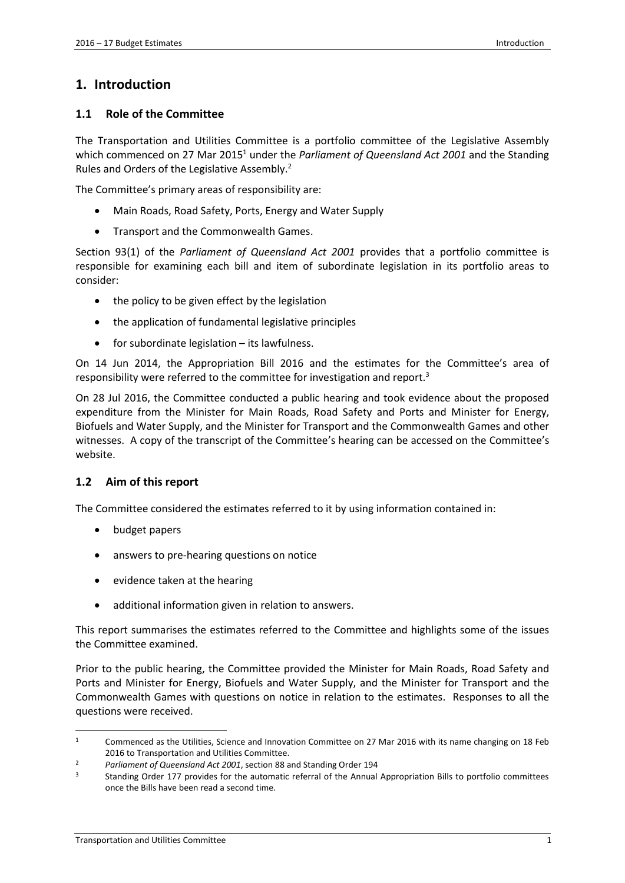# 1. Introduction

## 1.1 Role of the Committee

The Transportation and Utilities Committee is a portfolio committee of the Legislative Assembly which commenced on 27 Mar 2015[1] under the *Parliament of Queensland Act 2001* and the Standing Rules and Orders of the Legislative Assembly.[2]

The Committee's primary areas of responsibility are:

- Main Roads, Road Safety, Ports, Energy and Water Supply
- Transport and the Commonwealth Games.

Section 93(1) of the *Parliament of Queensland Act 2001* provides that a portfolio committee is responsible for examining each bill and item of subordinate legislation in its portfolio areas to consider:

- the policy to be given effect by the legislation
- the application of fundamental legislative principles
- for subordinate legislation – its lawfulness.

On 14 Jun 2014, the Appropriation Bill 2016 and the estimates for the Committee's area of responsibility were referred to the committee for investigation and report.[3]

On 28 Jul 2016, the Committee conducted a public hearing and took evidence about the proposed expenditure from the Minister for Main Roads, Road Safety and Ports and Minister for Energy, Biofuels and Water Supply, and the Minister for Transport and the Commonwealth Games and other witnesses. A copy of the transcript of the Committee's hearing can be accessed on the Committee's website.

## 1.2 Aim of this report

The Committee considered the estimates referred to it by using information contained in:

- budget papers
- answers to pre-hearing questions on notice
- evidence taken at the hearing
- additional information given in relation to answers.

This report summarises the estimates referred to the Committee and highlights some of the issues the Committee examined.

Prior to the public hearing, the Committee provided the Minister for Main Roads, Road Safety and Ports and Minister for Energy, Biofuels and Water Supply, and the Minister for Transport and the Commonwealth Games with questions on notice in relation to the estimates. Responses to all the questions were received.

---

[1] Commenced as the Utilities, Science and Innovation Committee on 27 Mar 2016 with its name changing on 18 Feb 2016 to Transportation and Utilities Committee.

[2] *Parliament of Queensland Act 2001*, section 88 and Standing Order 194

[3] Standing Order 177 provides for the automatic referral of the Annual Appropriation Bills to portfolio committees once the Bills have been read a second time.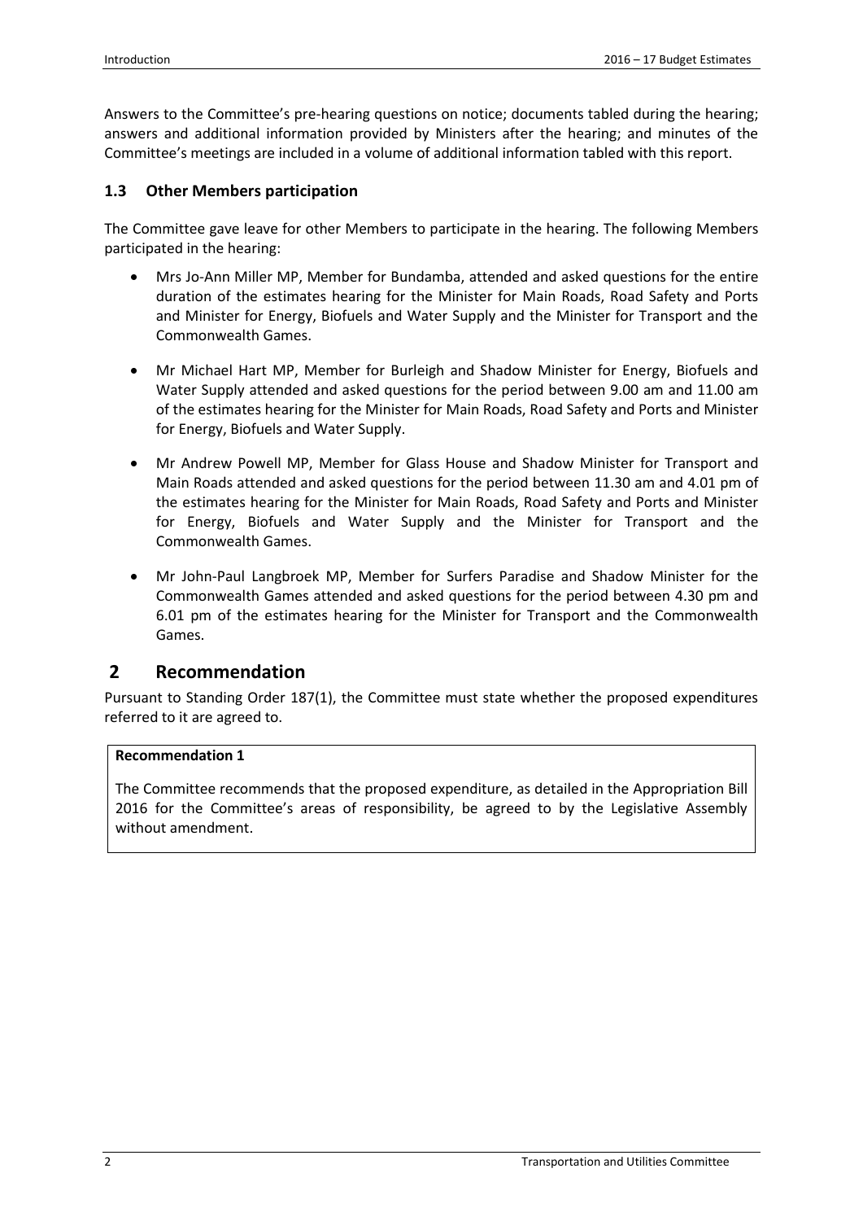Answers to the Committee's pre-hearing questions on notice; documents tabled during the hearing; answers and additional information provided by Ministers after the hearing; and minutes of the Committee's meetings are included in a volume of additional information tabled with this report.

### 1.3 Other Members participation

The Committee gave leave for other Members to participate in the hearing. The following Members participated in the hearing:

- Mrs Jo-Ann Miller MP, Member for Bundamba, attended and asked questions for the entire duration of the estimates hearing for the Minister for Main Roads, Road Safety and Ports and Minister for Energy, Biofuels and Water Supply and the Minister for Transport and the Commonwealth Games.
- Mr Michael Hart MP, Member for Burleigh and Shadow Minister for Energy, Biofuels and Water Supply attended and asked questions for the period between 9.00 am and 11.00 am of the estimates hearing for the Minister for Main Roads, Road Safety and Ports and Minister for Energy, Biofuels and Water Supply.
- Mr Andrew Powell MP, Member for Glass House and Shadow Minister for Transport and Main Roads attended and asked questions for the period between 11.30 am and 4.01 pm of the estimates hearing for the Minister for Main Roads, Road Safety and Ports and Minister for Energy, Biofuels and Water Supply and the Minister for Transport and the Commonwealth Games.
- Mr John-Paul Langbroek MP, Member for Surfers Paradise and Shadow Minister for the Commonwealth Games attended and asked questions for the period between 4.30 pm and 6.01 pm of the estimates hearing for the Minister for Transport and the Commonwealth Games.

## 2 Recommendation

Pursuant to Standing Order 187(1), the Committee must state whether the proposed expenditures referred to it are agreed to.

**Recommendation 1**

The Committee recommends that the proposed expenditure, as detailed in the Appropriation Bill 2016 for the Committee's areas of responsibility, be agreed to by the Legislative Assembly without amendment.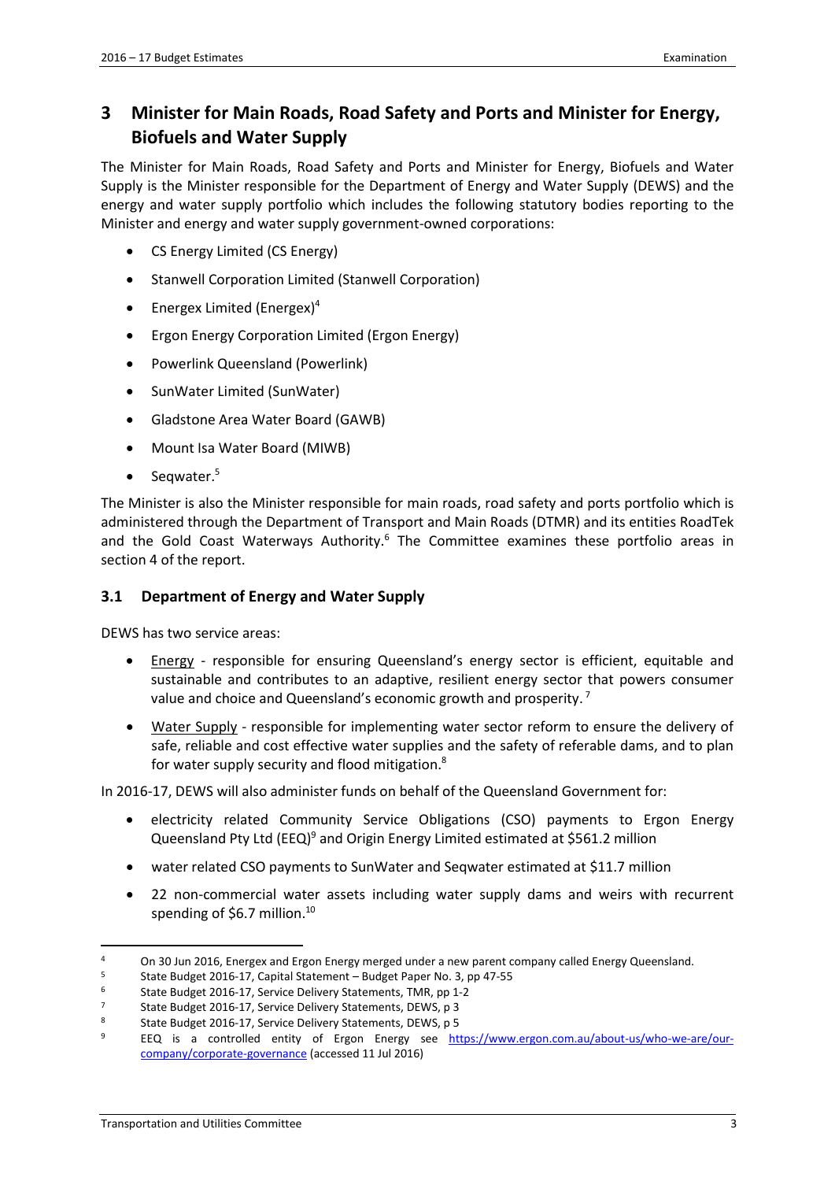## 3 Minister for Main Roads, Road Safety and Ports and Minister for Energy, Biofuels and Water Supply

The Minister for Main Roads, Road Safety and Ports and Minister for Energy, Biofuels and Water Supply is the Minister responsible for the Department of Energy and Water Supply (DEWS) and the energy and water supply portfolio which includes the following statutory bodies reporting to the Minister and energy and water supply government-owned corporations:

- CS Energy Limited (CS Energy)
- Stanwell Corporation Limited (Stanwell Corporation)
- Energex Limited (Energex)[4]
- Ergon Energy Corporation Limited (Ergon Energy)
- Powerlink Queensland (Powerlink)
- SunWater Limited (SunWater)
- Gladstone Area Water Board (GAWB)
- Mount Isa Water Board (MIWB)
- Seqwater.[5]

The Minister is also the Minister responsible for main roads, road safety and ports portfolio which is administered through the Department of Transport and Main Roads (DTMR) and its entities RoadTek and the Gold Coast Waterways Authority.[6] The Committee examines these portfolio areas in section 4 of the report.

### 3.1 Department of Energy and Water Supply

DEWS has two service areas:

- Energy - responsible for ensuring Queensland's energy sector is efficient, equitable and sustainable and contributes to an adaptive, resilient energy sector that powers consumer value and choice and Queensland's economic growth and prosperity.[7]
- Water Supply - responsible for implementing water sector reform to ensure the delivery of safe, reliable and cost effective water supplies and the safety of referable dams, and to plan for water supply security and flood mitigation.[8]

In 2016-17, DEWS will also administer funds on behalf of the Queensland Government for:

- electricity related Community Service Obligations (CSO) payments to Ergon Energy Queensland Pty Ltd (EEQ)[9] and Origin Energy Limited estimated at $561.2 million
- water related CSO payments to SunWater and Seqwater estimated at $11.7 million
- 22 non-commercial water assets including water supply dams and weirs with recurrent spending of $6.7 million.[10]

---

[4] On 30 Jun 2016, Energex and Ergon Energy merged under a new parent company called Energy Queensland.

[5] State Budget 2016-17, Capital Statement – Budget Paper No. 3, pp 47-55

[6] State Budget 2016-17, Service Delivery Statements, TMR, pp 1-2

[7] State Budget 2016-17, Service Delivery Statements, DEWS, p 3

[8] State Budget 2016-17, Service Delivery Statements, DEWS, p 5

[9] EEQ is a controlled entity of Ergon Energy see https://www.ergon.com.au/about-us/who-we-are/our-company/corporate-governance (accessed 11 Jul 2016)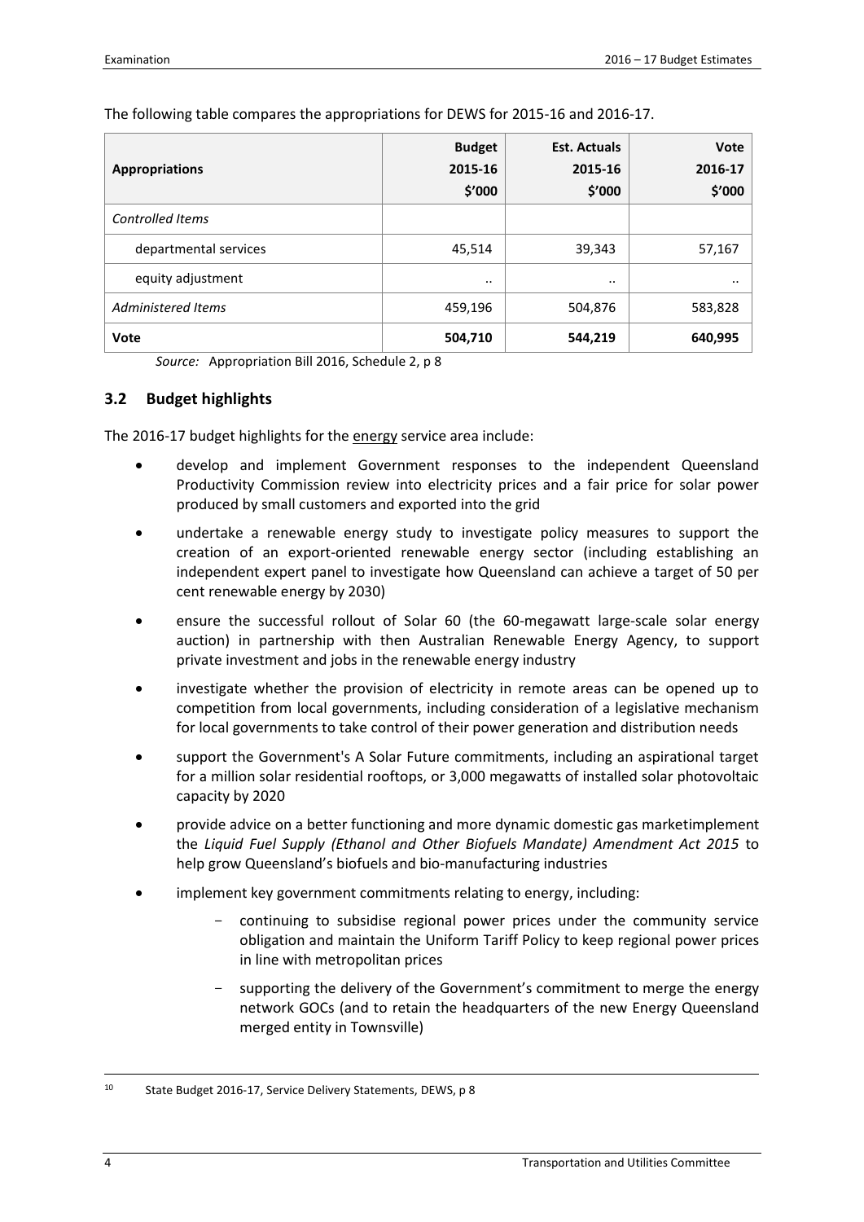The following table compares the appropriations for DEWS for 2015-16 and 2016-17.

| Appropriations | Budget 2015-16 \$'000 | Est. Actuals 2015-16 \$'000 | Vote 2016-17 \$'000 |
|---|---|---|---|
| *Controlled Items* | | | |
| departmental services | 45,514 | 39,343 | 57,167 |
| equity adjustment | .. | .. | .. |
| *Administered Items* | 459,196 | 504,876 | 583,828 |
| **Vote** | **504,710** | **544,219** | **640,995** |

*Source:* Appropriation Bill 2016, Schedule 2, p 8

## 3.2 Budget highlights

The 2016-17 budget highlights for the energy service area include:

- develop and implement Government responses to the independent Queensland Productivity Commission review into electricity prices and a fair price for solar power produced by small customers and exported into the grid
- undertake a renewable energy study to investigate policy measures to support the creation of an export-oriented renewable energy sector (including establishing an independent expert panel to investigate how Queensland can achieve a target of 50 per cent renewable energy by 2030)
- ensure the successful rollout of Solar 60 (the 60-megawatt large-scale solar energy auction) in partnership with then Australian Renewable Energy Agency, to support private investment and jobs in the renewable energy industry
- investigate whether the provision of electricity in remote areas can be opened up to competition from local governments, including consideration of a legislative mechanism for local governments to take control of their power generation and distribution needs
- support the Government's A Solar Future commitments, including an aspirational target for a million solar residential rooftops, or 3,000 megawatts of installed solar photovoltaic capacity by 2020
- provide advice on a better functioning and more dynamic domestic gas marketimplement the *Liquid Fuel Supply (Ethanol and Other Biofuels Mandate) Amendment Act 2015* to help grow Queensland's biofuels and bio-manufacturing industries
- implement key government commitments relating to energy, including:
    - continuing to subsidise regional power prices under the community service obligation and maintain the Uniform Tariff Policy to keep regional power prices in line with metropolitan prices
    - supporting the delivery of the Government's commitment to merge the energy network GOCs (and to retain the headquarters of the new Energy Queensland merged entity in Townsville)

[10] State Budget 2016-17, Service Delivery Statements, DEWS, p 8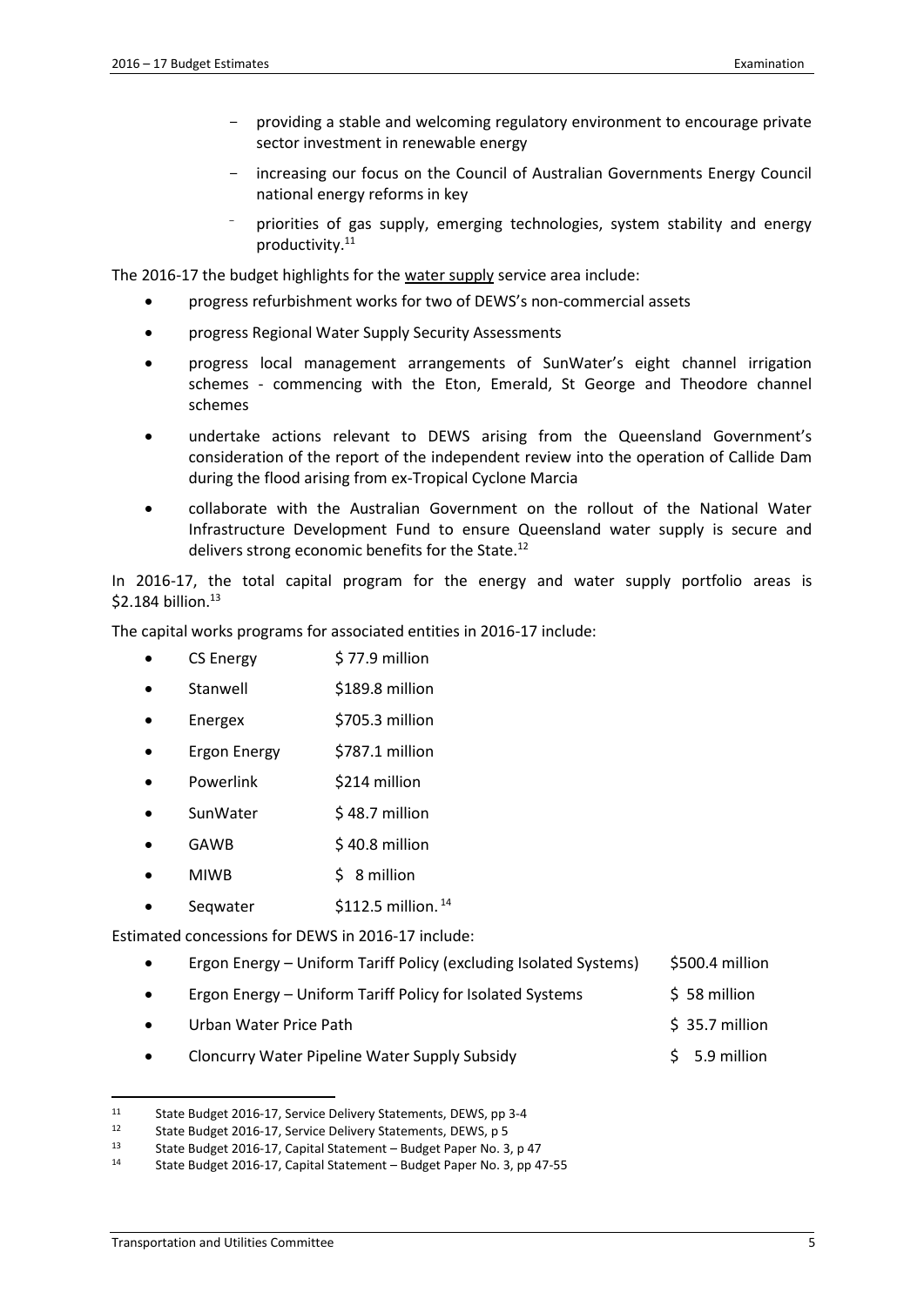- providing a stable and welcoming regulatory environment to encourage private sector investment in renewable energy
- increasing our focus on the Council of Australian Governments Energy Council national energy reforms in key
- priorities of gas supply, emerging technologies, system stability and energy productivity.[11]

The 2016-17 the budget highlights for the water supply service area include:

- progress refurbishment works for two of DEWS's non-commercial assets
- progress Regional Water Supply Security Assessments
- progress local management arrangements of SunWater's eight channel irrigation schemes - commencing with the Eton, Emerald, St George and Theodore channel schemes
- undertake actions relevant to DEWS arising from the Queensland Government's consideration of the report of the independent review into the operation of Callide Dam during the flood arising from ex-Tropical Cyclone Marcia
- collaborate with the Australian Government on the rollout of the National Water Infrastructure Development Fund to ensure Queensland water supply is secure and delivers strong economic benefits for the State.[12]

In 2016-17, the total capital program for the energy and water supply portfolio areas is $2.184 billion.[13]

The capital works programs for associated entities in 2016-17 include:

- CS Energy $ 77.9 million
- Stanwell $189.8 million
- Energex $705.3 million
- Ergon Energy $787.1 million
- Powerlink $214 million
- SunWater $ 48.7 million
- GAWB $ 40.8 million
- MIWB $ 8 million
- Seqwater $112.5 million.[14]

Estimated concessions for DEWS in 2016-17 include:

- Ergon Energy – Uniform Tariff Policy (excluding Isolated Systems) $500.4 million
- Ergon Energy – Uniform Tariff Policy for Isolated Systems $ 58 million
- Urban Water Price Path $ 35.7 million
- Cloncurry Water Pipeline Water Supply Subsidy $ 5.9 million

---

[11] State Budget 2016-17, Service Delivery Statements, DEWS, pp 3-4

[12] State Budget 2016-17, Service Delivery Statements, DEWS, p 5

[13] State Budget 2016-17, Capital Statement – Budget Paper No. 3, p 47

[14] State Budget 2016-17, Capital Statement – Budget Paper No. 3, pp 47-55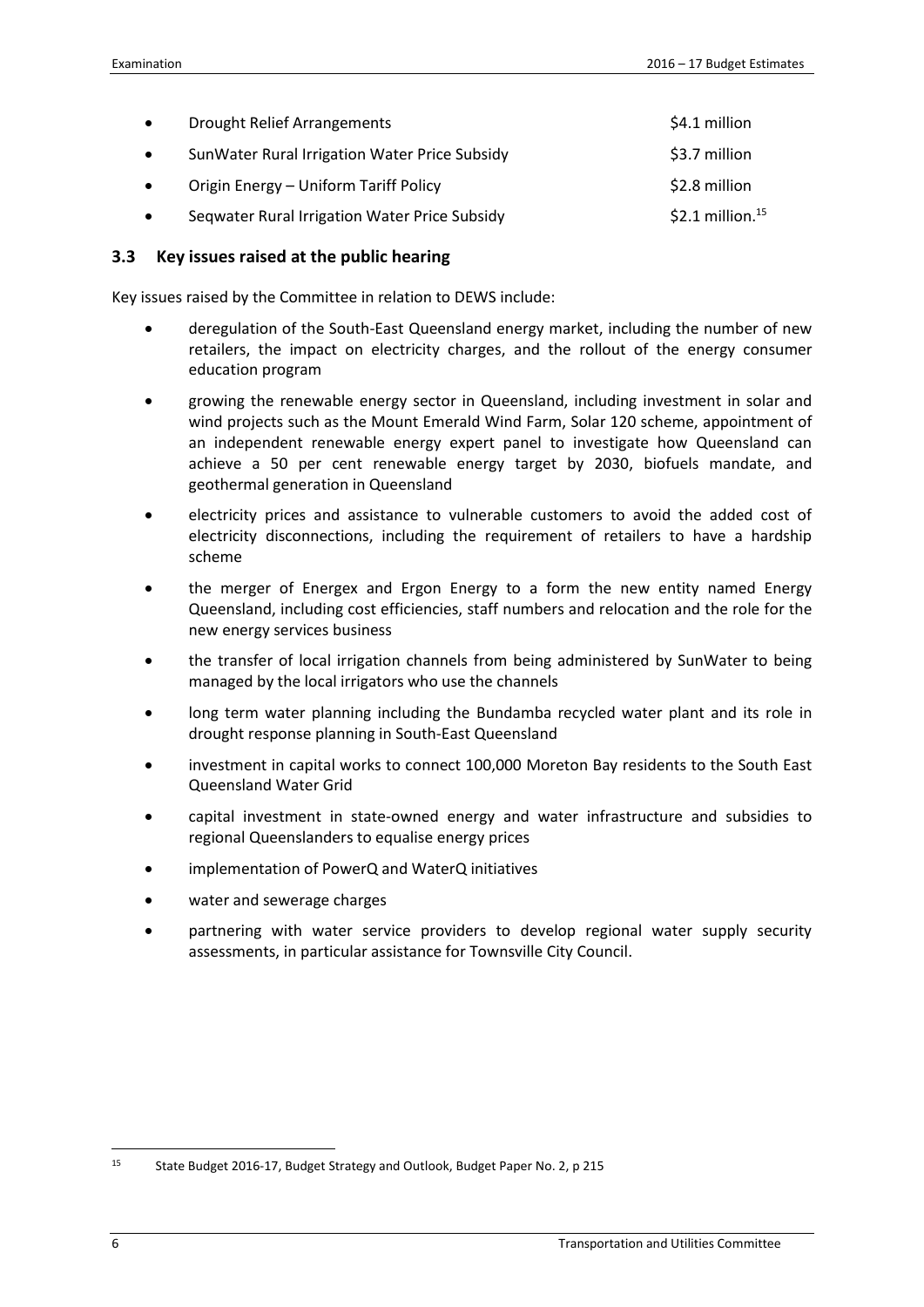- Drought Relief Arrangements $4.1 million
- SunWater Rural Irrigation Water Price Subsidy $3.7 million
- Origin Energy – Uniform Tariff Policy $2.8 million
- Seqwater Rural Irrigation Water Price Subsidy $2.1 million.[15]

### 3.3 Key issues raised at the public hearing

Key issues raised by the Committee in relation to DEWS include:

- deregulation of the South-East Queensland energy market, including the number of new retailers, the impact on electricity charges, and the rollout of the energy consumer education program
- growing the renewable energy sector in Queensland, including investment in solar and wind projects such as the Mount Emerald Wind Farm, Solar 120 scheme, appointment of an independent renewable energy expert panel to investigate how Queensland can achieve a 50 per cent renewable energy target by 2030, biofuels mandate, and geothermal generation in Queensland
- electricity prices and assistance to vulnerable customers to avoid the added cost of electricity disconnections, including the requirement of retailers to have a hardship scheme
- the merger of Energex and Ergon Energy to a form the new entity named Energy Queensland, including cost efficiencies, staff numbers and relocation and the role for the new energy services business
- the transfer of local irrigation channels from being administered by SunWater to being managed by the local irrigators who use the channels
- long term water planning including the Bundamba recycled water plant and its role in drought response planning in South-East Queensland
- investment in capital works to connect 100,000 Moreton Bay residents to the South East Queensland Water Grid
- capital investment in state-owned energy and water infrastructure and subsidies to regional Queenslanders to equalise energy prices
- implementation of PowerQ and WaterQ initiatives
- water and sewerage charges
- partnering with water service providers to develop regional water supply security assessments, in particular assistance for Townsville City Council.

---

[15] State Budget 2016-17, Budget Strategy and Outlook, Budget Paper No. 2, p 215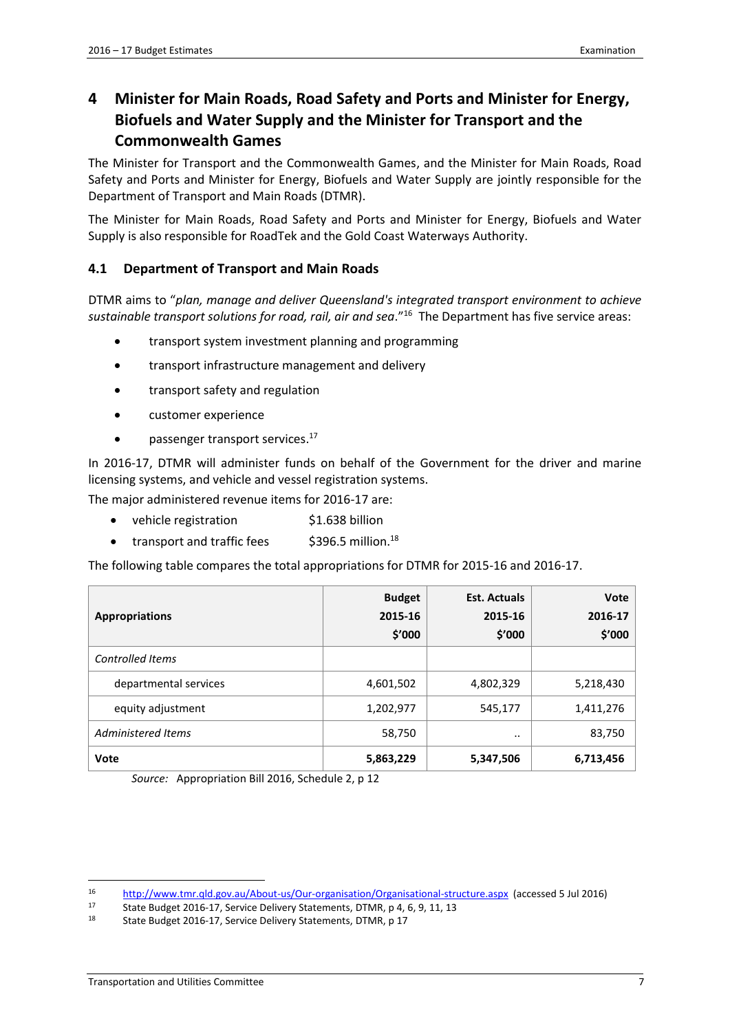# 4 Minister for Main Roads, Road Safety and Ports and Minister for Energy, Biofuels and Water Supply and the Minister for Transport and the Commonwealth Games

The Minister for Transport and the Commonwealth Games, and the Minister for Main Roads, Road Safety and Ports and Minister for Energy, Biofuels and Water Supply are jointly responsible for the Department of Transport and Main Roads (DTMR).

The Minister for Main Roads, Road Safety and Ports and Minister for Energy, Biofuels and Water Supply is also responsible for RoadTek and the Gold Coast Waterways Authority.

## 4.1 Department of Transport and Main Roads

DTMR aims to "*plan, manage and deliver Queensland's integrated transport environment to achieve sustainable transport solutions for road, rail, air and sea*."[16] The Department has five service areas:

- transport system investment planning and programming
- transport infrastructure management and delivery
- transport safety and regulation
- customer experience
- passenger transport services.[17]

In 2016-17, DTMR will administer funds on behalf of the Government for the driver and marine licensing systems, and vehicle and vessel registration systems.

The major administered revenue items for 2016-17 are:

- vehicle registration $1.638 billion
- transport and traffic fees $396.5 million.[18]

The following table compares the total appropriations for DTMR for 2015-16 and 2016-17.

| Appropriations | Budget 2015-16 $'000 | Est. Actuals 2015-16 $'000 | Vote 2016-17 $'000 |
|---|---|---|---|
| *Controlled Items* | | | |
| departmental services | 4,601,502 | 4,802,329 | 5,218,430 |
| equity adjustment | 1,202,977 | 545,177 | 1,411,276 |
| *Administered Items* | 58,750 | .. | 83,750 |
| **Vote** | **5,863,229** | **5,347,506** | **6,713,456** |

*Source:* Appropriation Bill 2016, Schedule 2, p 12

[16] http://www.tmr.qld.gov.au/About-us/Our-organisation/Organisational-structure.aspx (accessed 5 Jul 2016)

[17] State Budget 2016-17, Service Delivery Statements, DTMR, p 4, 6, 9, 11, 13

[18] State Budget 2016-17, Service Delivery Statements, DTMR, p 17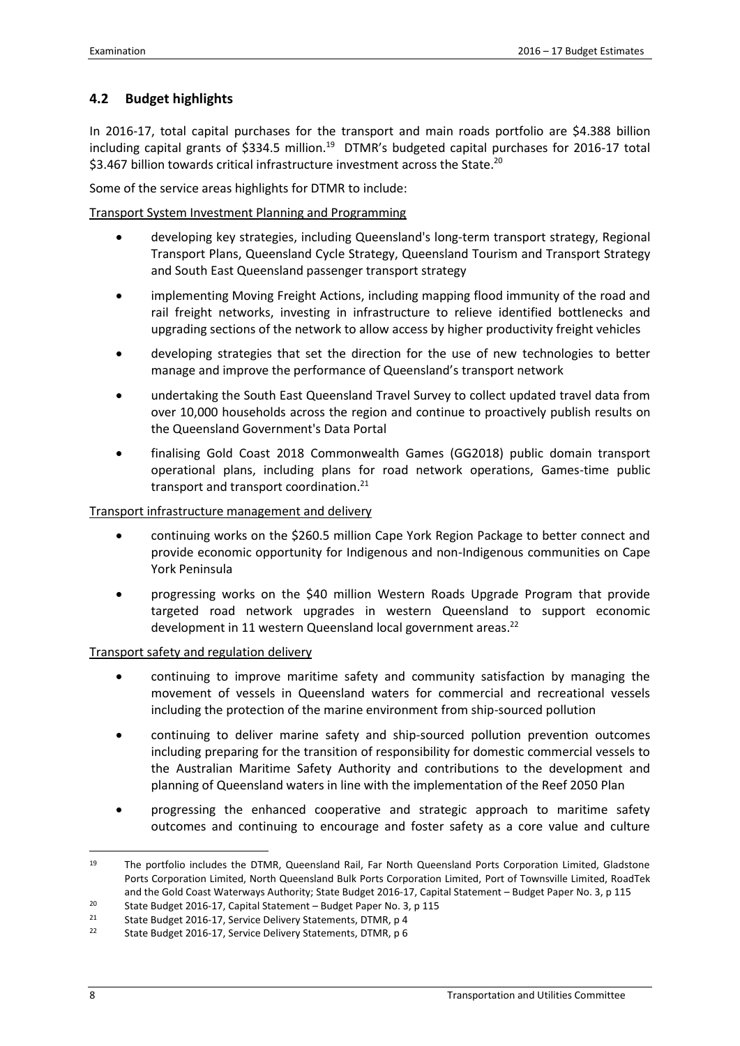## 4.2 Budget highlights

In 2016-17, total capital purchases for the transport and main roads portfolio are $4.388 billion including capital grants of $334.5 million.[19] DTMR's budgeted capital purchases for 2016-17 total $3.467 billion towards critical infrastructure investment across the State.[20]

Some of the service areas highlights for DTMR to include:

Transport System Investment Planning and Programming

- developing key strategies, including Queensland's long-term transport strategy, Regional Transport Plans, Queensland Cycle Strategy, Queensland Tourism and Transport Strategy and South East Queensland passenger transport strategy
- implementing Moving Freight Actions, including mapping flood immunity of the road and rail freight networks, investing in infrastructure to relieve identified bottlenecks and upgrading sections of the network to allow access by higher productivity freight vehicles
- developing strategies that set the direction for the use of new technologies to better manage and improve the performance of Queensland's transport network
- undertaking the South East Queensland Travel Survey to collect updated travel data from over 10,000 households across the region and continue to proactively publish results on the Queensland Government's Data Portal
- finalising Gold Coast 2018 Commonwealth Games (GG2018) public domain transport operational plans, including plans for road network operations, Games-time public transport and transport coordination.[21]

Transport infrastructure management and delivery

- continuing works on the $260.5 million Cape York Region Package to better connect and provide economic opportunity for Indigenous and non-Indigenous communities on Cape York Peninsula
- progressing works on the $40 million Western Roads Upgrade Program that provide targeted road network upgrades in western Queensland to support economic development in 11 western Queensland local government areas.[22]

Transport safety and regulation delivery

- continuing to improve maritime safety and community satisfaction by managing the movement of vessels in Queensland waters for commercial and recreational vessels including the protection of the marine environment from ship-sourced pollution
- continuing to deliver marine safety and ship-sourced pollution prevention outcomes including preparing for the transition of responsibility for domestic commercial vessels to the Australian Maritime Safety Authority and contributions to the development and planning of Queensland waters in line with the implementation of the Reef 2050 Plan
- progressing the enhanced cooperative and strategic approach to maritime safety outcomes and continuing to encourage and foster safety as a core value and culture

---

[19] The portfolio includes the DTMR, Queensland Rail, Far North Queensland Ports Corporation Limited, Gladstone Ports Corporation Limited, North Queensland Bulk Ports Corporation Limited, Port of Townsville Limited, RoadTek and the Gold Coast Waterways Authority; State Budget 2016-17, Capital Statement – Budget Paper No. 3, p 115

[20] State Budget 2016-17, Capital Statement – Budget Paper No. 3, p 115

[21] State Budget 2016-17, Service Delivery Statements, DTMR, p 4

[22] State Budget 2016-17, Service Delivery Statements, DTMR, p 6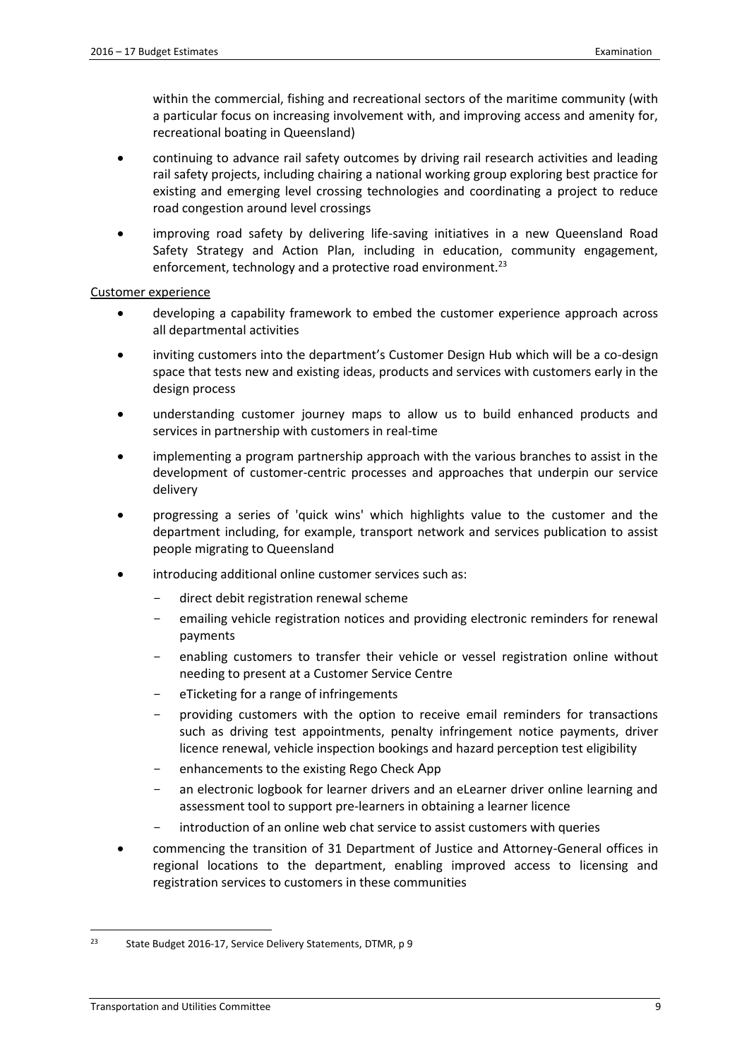within the commercial, fishing and recreational sectors of the maritime community (with a particular focus on increasing involvement with, and improving access and amenity for, recreational boating in Queensland)

- continuing to advance rail safety outcomes by driving rail research activities and leading rail safety projects, including chairing a national working group exploring best practice for existing and emerging level crossing technologies and coordinating a project to reduce road congestion around level crossings
- improving road safety by delivering life-saving initiatives in a new Queensland Road Safety Strategy and Action Plan, including in education, community engagement, enforcement, technology and a protective road environment.[23]

Customer experience

- developing a capability framework to embed the customer experience approach across all departmental activities
- inviting customers into the department's Customer Design Hub which will be a co-design space that tests new and existing ideas, products and services with customers early in the design process
- understanding customer journey maps to allow us to build enhanced products and services in partnership with customers in real-time
- implementing a program partnership approach with the various branches to assist in the development of customer-centric processes and approaches that underpin our service delivery
- progressing a series of 'quick wins' which highlights value to the customer and the department including, for example, transport network and services publication to assist people migrating to Queensland
- introducing additional online customer services such as:
  - direct debit registration renewal scheme
  - emailing vehicle registration notices and providing electronic reminders for renewal payments
  - enabling customers to transfer their vehicle or vessel registration online without needing to present at a Customer Service Centre
  - eTicketing for a range of infringements
  - providing customers with the option to receive email reminders for transactions such as driving test appointments, penalty infringement notice payments, driver licence renewal, vehicle inspection bookings and hazard perception test eligibility
  - enhancements to the existing Rego Check App
  - an electronic logbook for learner drivers and an eLearner driver online learning and assessment tool to support pre-learners in obtaining a learner licence
  - introduction of an online web chat service to assist customers with queries
- commencing the transition of 31 Department of Justice and Attorney-General offices in regional locations to the department, enabling improved access to licensing and registration services to customers in these communities

[23] State Budget 2016-17, Service Delivery Statements, DTMR, p 9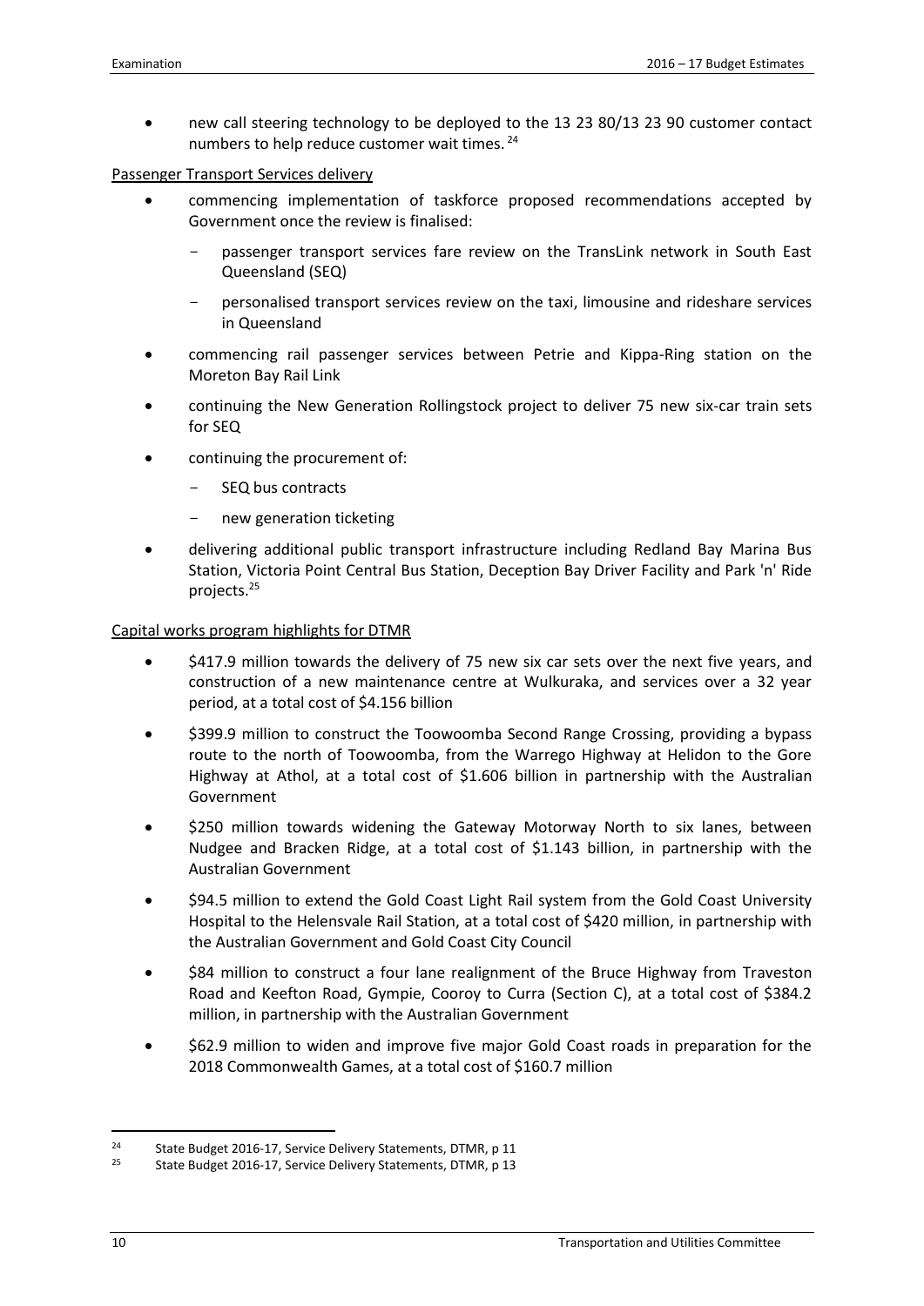- new call steering technology to be deployed to the 13 23 80/13 23 90 customer contact numbers to help reduce customer wait times. [24]

Passenger Transport Services delivery

- commencing implementation of taskforce proposed recommendations accepted by Government once the review is finalised:
  - passenger transport services fare review on the TransLink network in South East Queensland (SEQ)
  - personalised transport services review on the taxi, limousine and rideshare services in Queensland
- commencing rail passenger services between Petrie and Kippa-Ring station on the Moreton Bay Rail Link
- continuing the New Generation Rollingstock project to deliver 75 new six-car train sets for SEQ
- continuing the procurement of:
  - SEQ bus contracts
  - new generation ticketing
- delivering additional public transport infrastructure including Redland Bay Marina Bus Station, Victoria Point Central Bus Station, Deception Bay Driver Facility and Park 'n' Ride projects.[25]

Capital works program highlights for DTMR

- $417.9 million towards the delivery of 75 new six car sets over the next five years, and construction of a new maintenance centre at Wulkuraka, and services over a 32 year period, at a total cost of $4.156 billion
- $399.9 million to construct the Toowoomba Second Range Crossing, providing a bypass route to the north of Toowoomba, from the Warrego Highway at Helidon to the Gore Highway at Athol, at a total cost of $1.606 billion in partnership with the Australian Government
- $250 million towards widening the Gateway Motorway North to six lanes, between Nudgee and Bracken Ridge, at a total cost of $1.143 billion, in partnership with the Australian Government
- $94.5 million to extend the Gold Coast Light Rail system from the Gold Coast University Hospital to the Helensvale Rail Station, at a total cost of $420 million, in partnership with the Australian Government and Gold Coast City Council
- $84 million to construct a four lane realignment of the Bruce Highway from Traveston Road and Keefton Road, Gympie, Cooroy to Curra (Section C), at a total cost of $384.2 million, in partnership with the Australian Government
- $62.9 million to widen and improve five major Gold Coast roads in preparation for the 2018 Commonwealth Games, at a total cost of $160.7 million

[24] State Budget 2016-17, Service Delivery Statements, DTMR, p 11

[25] State Budget 2016-17, Service Delivery Statements, DTMR, p 13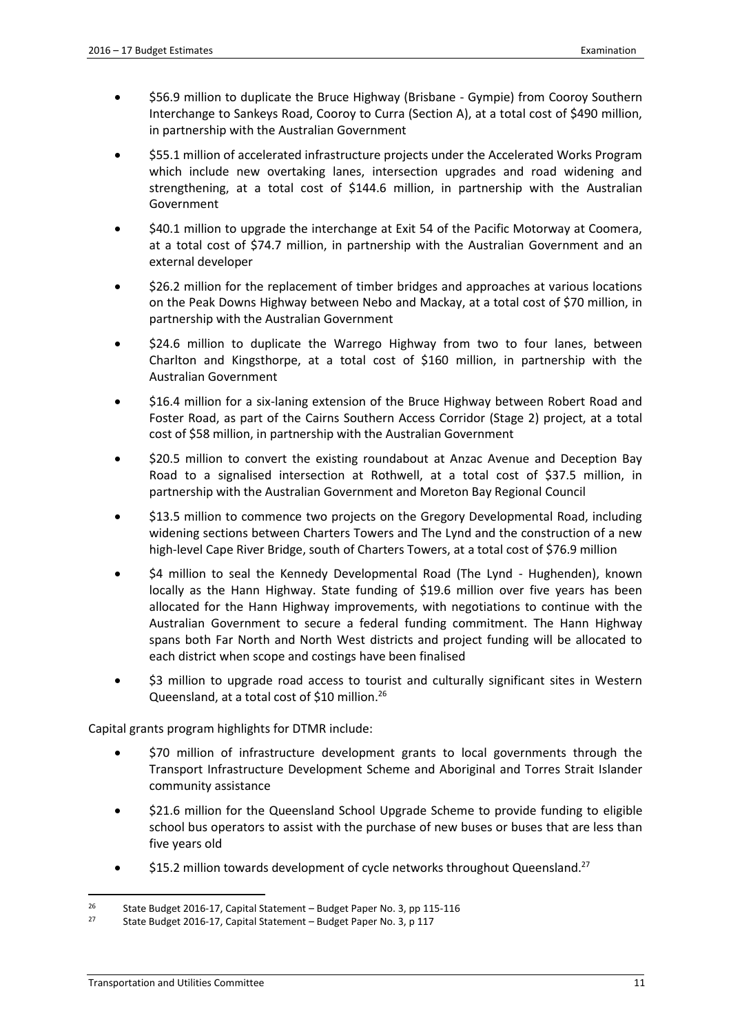- $56.9 million to duplicate the Bruce Highway (Brisbane - Gympie) from Cooroy Southern Interchange to Sankeys Road, Cooroy to Curra (Section A), at a total cost of $490 million, in partnership with the Australian Government
- $55.1 million of accelerated infrastructure projects under the Accelerated Works Program which include new overtaking lanes, intersection upgrades and road widening and strengthening, at a total cost of $144.6 million, in partnership with the Australian Government
- $40.1 million to upgrade the interchange at Exit 54 of the Pacific Motorway at Coomera, at a total cost of $74.7 million, in partnership with the Australian Government and an external developer
- $26.2 million for the replacement of timber bridges and approaches at various locations on the Peak Downs Highway between Nebo and Mackay, at a total cost of $70 million, in partnership with the Australian Government
- $24.6 million to duplicate the Warrego Highway from two to four lanes, between Charlton and Kingsthorpe, at a total cost of $160 million, in partnership with the Australian Government
- $16.4 million for a six-laning extension of the Bruce Highway between Robert Road and Foster Road, as part of the Cairns Southern Access Corridor (Stage 2) project, at a total cost of $58 million, in partnership with the Australian Government
- $20.5 million to convert the existing roundabout at Anzac Avenue and Deception Bay Road to a signalised intersection at Rothwell, at a total cost of $37.5 million, in partnership with the Australian Government and Moreton Bay Regional Council
- $13.5 million to commence two projects on the Gregory Developmental Road, including widening sections between Charters Towers and The Lynd and the construction of a new high-level Cape River Bridge, south of Charters Towers, at a total cost of $76.9 million
- $4 million to seal the Kennedy Developmental Road (The Lynd - Hughenden), known locally as the Hann Highway. State funding of $19.6 million over five years has been allocated for the Hann Highway improvements, with negotiations to continue with the Australian Government to secure a federal funding commitment. The Hann Highway spans both Far North and North West districts and project funding will be allocated to each district when scope and costings have been finalised
- $3 million to upgrade road access to tourist and culturally significant sites in Western Queensland, at a total cost of $10 million.[26]

Capital grants program highlights for DTMR include:

- $70 million of infrastructure development grants to local governments through the Transport Infrastructure Development Scheme and Aboriginal and Torres Strait Islander community assistance
- $21.6 million for the Queensland School Upgrade Scheme to provide funding to eligible school bus operators to assist with the purchase of new buses or buses that are less than five years old
- $15.2 million towards development of cycle networks throughout Queensland.[27]

[26] State Budget 2016-17, Capital Statement – Budget Paper No. 3, pp 115-116

[27] State Budget 2016-17, Capital Statement – Budget Paper No. 3, p 117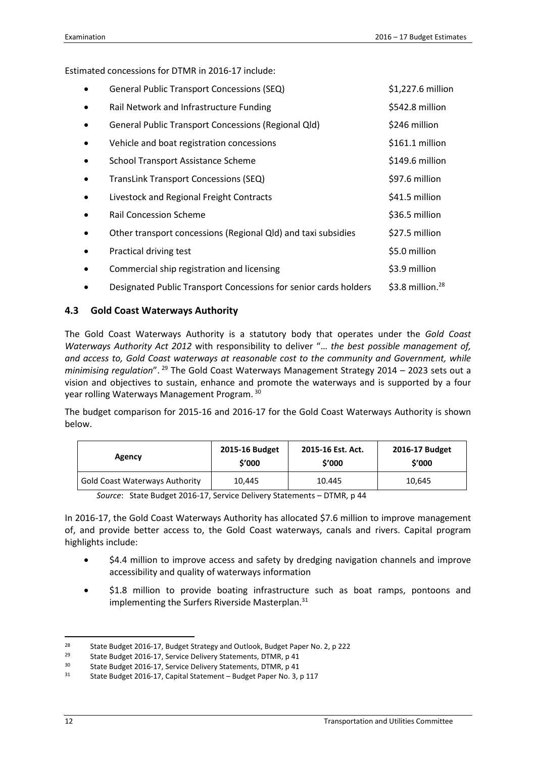Estimated concessions for DTMR in 2016-17 include:

- General Public Transport Concessions (SEQ) $1,227.6 million
- Rail Network and Infrastructure Funding $542.8 million
- General Public Transport Concessions (Regional Qld) $246 million
- Vehicle and boat registration concessions $161.1 million
- School Transport Assistance Scheme $149.6 million
- TransLink Transport Concessions (SEQ) $97.6 million
- Livestock and Regional Freight Contracts $41.5 million
- Rail Concession Scheme $36.5 million
- Other transport concessions (Regional Qld) and taxi subsidies $27.5 million
- Practical driving test $5.0 million
- Commercial ship registration and licensing $3.9 million
- Designated Public Transport Concessions for senior cards holders $3.8 million.[28]

### 4.3 Gold Coast Waterways Authority

The Gold Coast Waterways Authority is a statutory body that operates under the *Gold Coast Waterways Authority Act 2012* with responsibility to deliver "… *the best possible management of, and access to, Gold Coast waterways at reasonable cost to the community and Government, while minimising regulation*".[29] The Gold Coast Waterways Management Strategy 2014 – 2023 sets out a vision and objectives to sustain, enhance and promote the waterways and is supported by a four year rolling Waterways Management Program.[30]

The budget comparison for 2015-16 and 2016-17 for the Gold Coast Waterways Authority is shown below.

| Agency | 2015-16 Budget $'000 | 2015-16 Est. Act. $'000 | 2016-17 Budget $'000 |
|---|---|---|---|
| Gold Coast Waterways Authority | 10,445 | 10.445 | 10,645 |

*Source*: State Budget 2016-17, Service Delivery Statements – DTMR, p 44

In 2016-17, the Gold Coast Waterways Authority has allocated $7.6 million to improve management of, and provide better access to, the Gold Coast waterways, canals and rivers. Capital program highlights include:

- $4.4 million to improve access and safety by dredging navigation channels and improve accessibility and quality of waterways information
- $1.8 million to provide boating infrastructure such as boat ramps, pontoons and implementing the Surfers Riverside Masterplan.[31]

---

[28] State Budget 2016-17, Budget Strategy and Outlook, Budget Paper No. 2, p 222

[29] State Budget 2016-17, Service Delivery Statements, DTMR, p 41

[30] State Budget 2016-17, Service Delivery Statements, DTMR, p 41

[31] State Budget 2016-17, Capital Statement – Budget Paper No. 3, p 117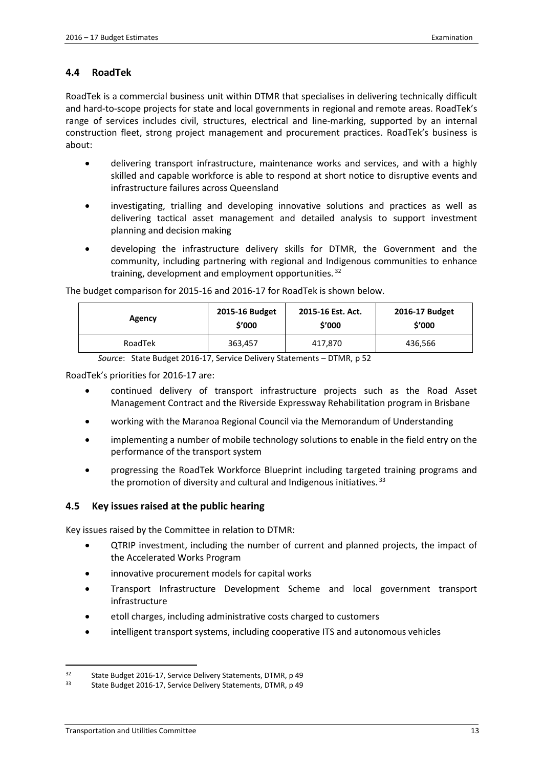## 4.4 RoadTek

RoadTek is a commercial business unit within DTMR that specialises in delivering technically difficult and hard-to-scope projects for state and local governments in regional and remote areas. RoadTek's range of services includes civil, structures, electrical and line-marking, supported by an internal construction fleet, strong project management and procurement practices. RoadTek's business is about:

- delivering transport infrastructure, maintenance works and services, and with a highly skilled and capable workforce is able to respond at short notice to disruptive events and infrastructure failures across Queensland
- investigating, trialling and developing innovative solutions and practices as well as delivering tactical asset management and detailed analysis to support investment planning and decision making
- developing the infrastructure delivery skills for DTMR, the Government and the community, including partnering with regional and Indigenous communities to enhance training, development and employment opportunities.[32]

The budget comparison for 2015-16 and 2016-17 for RoadTek is shown below.

| Agency | 2015-16 Budget $'000 | 2015-16 Est. Act. $'000 | 2016-17 Budget $'000 |
|---|---|---|---|
| RoadTek | 363,457 | 417,870 | 436,566 |

*Source*: State Budget 2016-17, Service Delivery Statements – DTMR, p 52

RoadTek's priorities for 2016-17 are:

- continued delivery of transport infrastructure projects such as the Road Asset Management Contract and the Riverside Expressway Rehabilitation program in Brisbane
- working with the Maranoa Regional Council via the Memorandum of Understanding
- implementing a number of mobile technology solutions to enable in the field entry on the performance of the transport system
- progressing the RoadTek Workforce Blueprint including targeted training programs and the promotion of diversity and cultural and Indigenous initiatives.[33]

## 4.5 Key issues raised at the public hearing

Key issues raised by the Committee in relation to DTMR:

- QTRIP investment, including the number of current and planned projects, the impact of the Accelerated Works Program
- innovative procurement models for capital works
- Transport Infrastructure Development Scheme and local government transport infrastructure
- etoll charges, including administrative costs charged to customers
- intelligent transport systems, including cooperative ITS and autonomous vehicles

[32] State Budget 2016-17, Service Delivery Statements, DTMR, p 49

[33] State Budget 2016-17, Service Delivery Statements, DTMR, p 49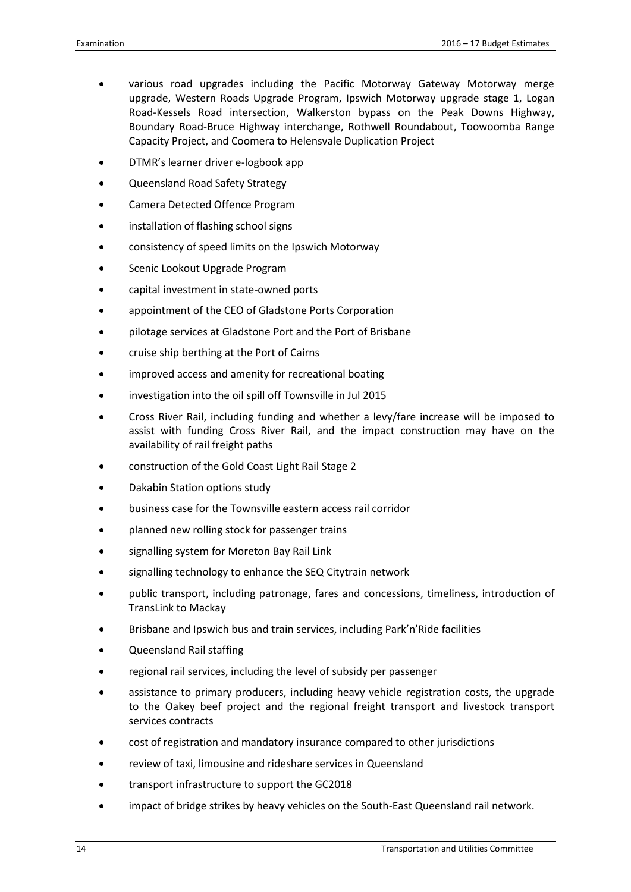- various road upgrades including the Pacific Motorway Gateway Motorway merge upgrade, Western Roads Upgrade Program, Ipswich Motorway upgrade stage 1, Logan Road-Kessels Road intersection, Walkerston bypass on the Peak Downs Highway, Boundary Road-Bruce Highway interchange, Rothwell Roundabout, Toowoomba Range Capacity Project, and Coomera to Helensvale Duplication Project
- DTMR's learner driver e-logbook app
- Queensland Road Safety Strategy
- Camera Detected Offence Program
- installation of flashing school signs
- consistency of speed limits on the Ipswich Motorway
- Scenic Lookout Upgrade Program
- capital investment in state-owned ports
- appointment of the CEO of Gladstone Ports Corporation
- pilotage services at Gladstone Port and the Port of Brisbane
- cruise ship berthing at the Port of Cairns
- improved access and amenity for recreational boating
- investigation into the oil spill off Townsville in Jul 2015
- Cross River Rail, including funding and whether a levy/fare increase will be imposed to assist with funding Cross River Rail, and the impact construction may have on the availability of rail freight paths
- construction of the Gold Coast Light Rail Stage 2
- Dakabin Station options study
- business case for the Townsville eastern access rail corridor
- planned new rolling stock for passenger trains
- signalling system for Moreton Bay Rail Link
- signalling technology to enhance the SEQ Citytrain network
- public transport, including patronage, fares and concessions, timeliness, introduction of TransLink to Mackay
- Brisbane and Ipswich bus and train services, including Park'n'Ride facilities
- Queensland Rail staffing
- regional rail services, including the level of subsidy per passenger
- assistance to primary producers, including heavy vehicle registration costs, the upgrade to the Oakey beef project and the regional freight transport and livestock transport services contracts
- cost of registration and mandatory insurance compared to other jurisdictions
- review of taxi, limousine and rideshare services in Queensland
- transport infrastructure to support the GC2018
- impact of bridge strikes by heavy vehicles on the South-East Queensland rail network.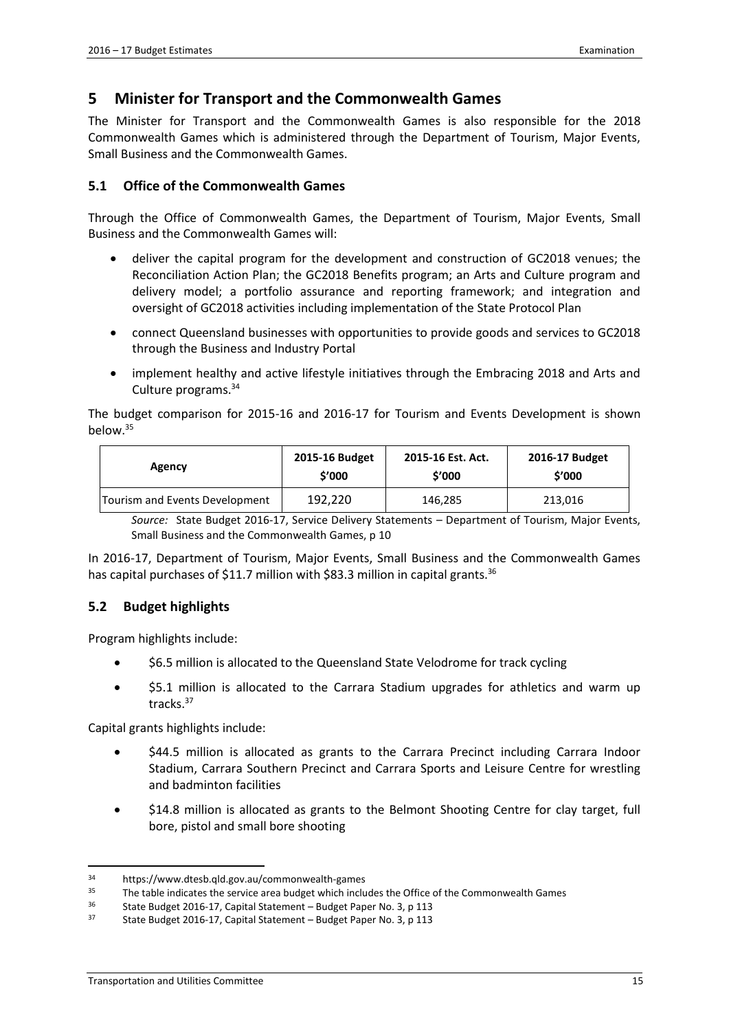## 5 Minister for Transport and the Commonwealth Games

The Minister for Transport and the Commonwealth Games is also responsible for the 2018 Commonwealth Games which is administered through the Department of Tourism, Major Events, Small Business and the Commonwealth Games.

### 5.1 Office of the Commonwealth Games

Through the Office of Commonwealth Games, the Department of Tourism, Major Events, Small Business and the Commonwealth Games will:

- deliver the capital program for the development and construction of GC2018 venues; the Reconciliation Action Plan; the GC2018 Benefits program; an Arts and Culture program and delivery model; a portfolio assurance and reporting framework; and integration and oversight of GC2018 activities including implementation of the State Protocol Plan
- connect Queensland businesses with opportunities to provide goods and services to GC2018 through the Business and Industry Portal
- implement healthy and active lifestyle initiatives through the Embracing 2018 and Arts and Culture programs.[34]

The budget comparison for 2015-16 and 2016-17 for Tourism and Events Development is shown below.[35]

| Agency | 2015-16 Budget $'000 | 2015-16 Est. Act. $'000 | 2016-17 Budget $'000 |
|---|---|---|---|
| Tourism and Events Development | 192,220 | 146,285 | 213,016 |

*Source:* State Budget 2016-17, Service Delivery Statements – Department of Tourism, Major Events, Small Business and the Commonwealth Games, p 10

In 2016-17, Department of Tourism, Major Events, Small Business and the Commonwealth Games has capital purchases of $11.7 million with $83.3 million in capital grants.[36]

### 5.2 Budget highlights

Program highlights include:

- $6.5 million is allocated to the Queensland State Velodrome for track cycling
- $5.1 million is allocated to the Carrara Stadium upgrades for athletics and warm up tracks.[37]

Capital grants highlights include:

- $44.5 million is allocated as grants to the Carrara Precinct including Carrara Indoor Stadium, Carrara Southern Precinct and Carrara Sports and Leisure Centre for wrestling and badminton facilities
- $14.8 million is allocated as grants to the Belmont Shooting Centre for clay target, full bore, pistol and small bore shooting

---

[34] https://www.dtesb.qld.gov.au/commonwealth-games

[35] The table indicates the service area budget which includes the Office of the Commonwealth Games

[36] State Budget 2016-17, Capital Statement – Budget Paper No. 3, p 113

[37] State Budget 2016-17, Capital Statement – Budget Paper No. 3, p 113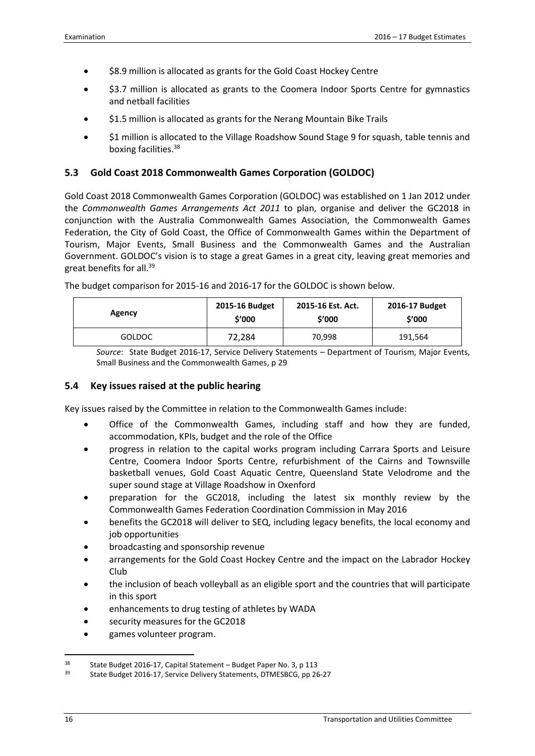- $8.9 million is allocated as grants for the Gold Coast Hockey Centre
- $3.7 million is allocated as grants to the Coomera Indoor Sports Centre for gymnastics and netball facilities
- $1.5 million is allocated as grants for the Nerang Mountain Bike Trails
- $1 million is allocated to the Village Roadshow Sound Stage 9 for squash, table tennis and boxing facilities.[38]

### 5.3 Gold Coast 2018 Commonwealth Games Corporation (GOLDOC)

Gold Coast 2018 Commonwealth Games Corporation (GOLDOC) was established on 1 Jan 2012 under the *Commonwealth Games Arrangements Act 2011* to plan, organise and deliver the GC2018 in conjunction with the Australia Commonwealth Games Association, the Commonwealth Games Federation, the City of Gold Coast, the Office of Commonwealth Games within the Department of Tourism, Major Events, Small Business and the Commonwealth Games and the Australian Government. GOLDOC's vision is to stage a great Games in a great city, leaving great memories and great benefits for all.[39]

The budget comparison for 2015-16 and 2016-17 for the GOLDOC is shown below.

| Agency | 2015-16 Budget $'000 | 2015-16 Est. Act. $'000 | 2016-17 Budget $'000 |
|---|---|---|---|
| GOLDOC | 72,284 | 70,998 | 191,564 |

*Source*: State Budget 2016-17, Service Delivery Statements – Department of Tourism, Major Events, Small Business and the Commonwealth Games, p 29

### 5.4 Key issues raised at the public hearing

Key issues raised by the Committee in relation to the Commonwealth Games include:

- Office of the Commonwealth Games, including staff and how they are funded, accommodation, KPIs, budget and the role of the Office
- progress in relation to the capital works program including Carrara Sports and Leisure Centre, Coomera Indoor Sports Centre, refurbishment of the Cairns and Townsville basketball venues, Gold Coast Aquatic Centre, Queensland State Velodrome and the super sound stage at Village Roadshow in Oxenford
- preparation for the GC2018, including the latest six monthly review by the Commonwealth Games Federation Coordination Commission in May 2016
- benefits the GC2018 will deliver to SEQ, including legacy benefits, the local economy and job opportunities
- broadcasting and sponsorship revenue
- arrangements for the Gold Coast Hockey Centre and the impact on the Labrador Hockey Club
- the inclusion of beach volleyball as an eligible sport and the countries that will participate in this sport
- enhancements to drug testing of athletes by WADA
- security measures for the GC2018
- games volunteer program.

[38] State Budget 2016-17, Capital Statement – Budget Paper No. 3, p 113

[39] State Budget 2016-17, Service Delivery Statements, DTMESBCG, pp 26-27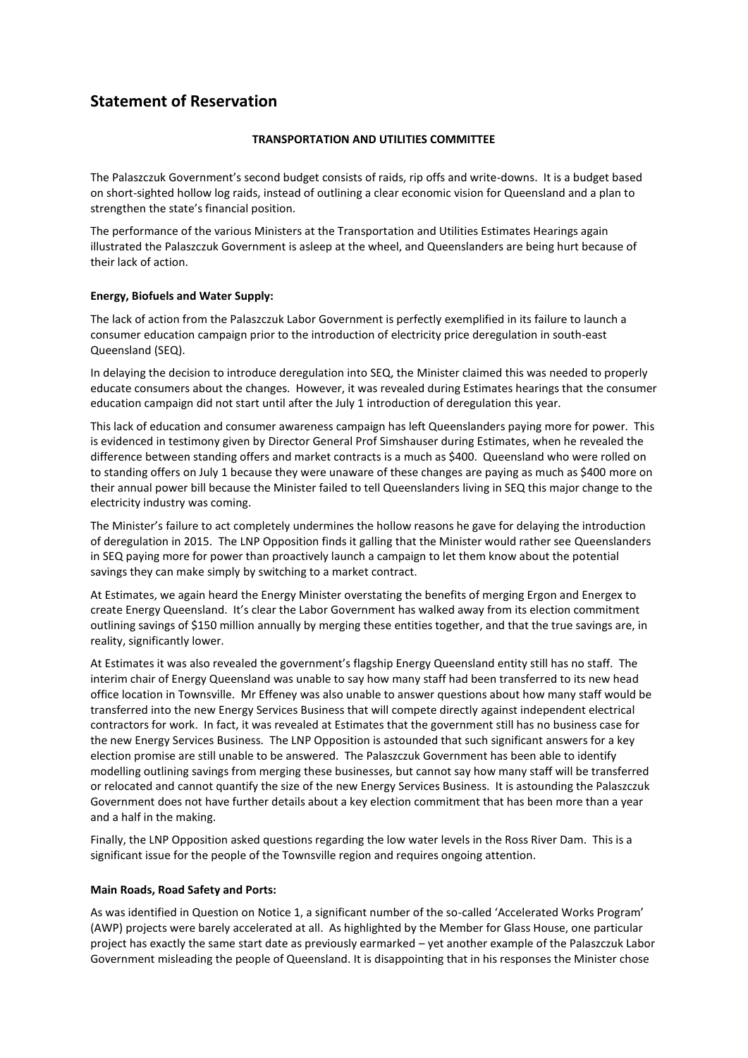# Statement of Reservation

**TRANSPORTATION AND UTILITIES COMMITTEE**

The Palaszczuk Government's second budget consists of raids, rip offs and write-downs. It is a budget based on short-sighted hollow log raids, instead of outlining a clear economic vision for Queensland and a plan to strengthen the state's financial position.

The performance of the various Ministers at the Transportation and Utilities Estimates Hearings again illustrated the Palaszczuk Government is asleep at the wheel, and Queenslanders are being hurt because of their lack of action.

**Energy, Biofuels and Water Supply:**

The lack of action from the Palaszczuk Labor Government is perfectly exemplified in its failure to launch a consumer education campaign prior to the introduction of electricity price deregulation in south-east Queensland (SEQ).

In delaying the decision to introduce deregulation into SEQ, the Minister claimed this was needed to properly educate consumers about the changes. However, it was revealed during Estimates hearings that the consumer education campaign did not start until after the July 1 introduction of deregulation this year.

This lack of education and consumer awareness campaign has left Queenslanders paying more for power. This is evidenced in testimony given by Director General Prof Simshauser during Estimates, when he revealed the difference between standing offers and market contracts is a much as $400. Queensland who were rolled on to standing offers on July 1 because they were unaware of these changes are paying as much as $400 more on their annual power bill because the Minister failed to tell Queenslanders living in SEQ this major change to the electricity industry was coming.

The Minister's failure to act completely undermines the hollow reasons he gave for delaying the introduction of deregulation in 2015. The LNP Opposition finds it galling that the Minister would rather see Queenslanders in SEQ paying more for power than proactively launch a campaign to let them know about the potential savings they can make simply by switching to a market contract.

At Estimates, we again heard the Energy Minister overstating the benefits of merging Ergon and Energex to create Energy Queensland. It's clear the Labor Government has walked away from its election commitment outlining savings of $150 million annually by merging these entities together, and that the true savings are, in reality, significantly lower.

At Estimates it was also revealed the government's flagship Energy Queensland entity still has no staff. The interim chair of Energy Queensland was unable to say how many staff had been transferred to its new head office location in Townsville. Mr Effeney was also unable to answer questions about how many staff would be transferred into the new Energy Services Business that will compete directly against independent electrical contractors for work. In fact, it was revealed at Estimates that the government still has no business case for the new Energy Services Business. The LNP Opposition is astounded that such significant answers for a key election promise are still unable to be answered. The Palaszczuk Government has been able to identify modelling outlining savings from merging these businesses, but cannot say how many staff will be transferred or relocated and cannot quantify the size of the new Energy Services Business. It is astounding the Palaszczuk Government does not have further details about a key election commitment that has been more than a year and a half in the making.

Finally, the LNP Opposition asked questions regarding the low water levels in the Ross River Dam. This is a significant issue for the people of the Townsville region and requires ongoing attention.

**Main Roads, Road Safety and Ports:**

As was identified in Question on Notice 1, a significant number of the so-called 'Accelerated Works Program' (AWP) projects were barely accelerated at all. As highlighted by the Member for Glass House, one particular project has exactly the same start date as previously earmarked – yet another example of the Palaszczuk Labor Government misleading the people of Queensland. It is disappointing that in his responses the Minister chose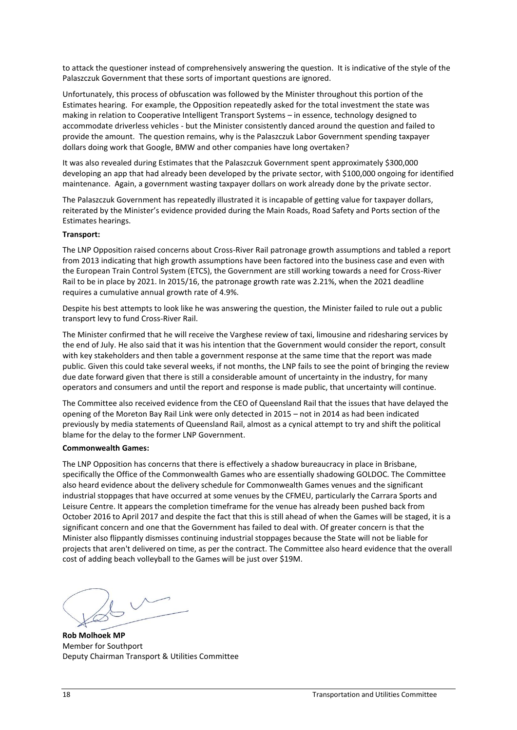to attack the questioner instead of comprehensively answering the question. It is indicative of the style of the Palaszczuk Government that these sorts of important questions are ignored.

Unfortunately, this process of obfuscation was followed by the Minister throughout this portion of the Estimates hearing. For example, the Opposition repeatedly asked for the total investment the state was making in relation to Cooperative Intelligent Transport Systems – in essence, technology designed to accommodate driverless vehicles - but the Minister consistently danced around the question and failed to provide the amount. The question remains, why is the Palaszczuk Labor Government spending taxpayer dollars doing work that Google, BMW and other companies have long overtaken?

It was also revealed during Estimates that the Palaszczuk Government spent approximately $300,000 developing an app that had already been developed by the private sector, with $100,000 ongoing for identified maintenance. Again, a government wasting taxpayer dollars on work already done by the private sector.

The Palaszczuk Government has repeatedly illustrated it is incapable of getting value for taxpayer dollars, reiterated by the Minister's evidence provided during the Main Roads, Road Safety and Ports section of the Estimates hearings.

**Transport:**

The LNP Opposition raised concerns about Cross-River Rail patronage growth assumptions and tabled a report from 2013 indicating that high growth assumptions have been factored into the business case and even with the European Train Control System (ETCS), the Government are still working towards a need for Cross-River Rail to be in place by 2021. In 2015/16, the patronage growth rate was 2.21%, when the 2021 deadline requires a cumulative annual growth rate of 4.9%.

Despite his best attempts to look like he was answering the question, the Minister failed to rule out a public transport levy to fund Cross-River Rail.

The Minister confirmed that he will receive the Varghese review of taxi, limousine and ridesharing services by the end of July. He also said that it was his intention that the Government would consider the report, consult with key stakeholders and then table a government response at the same time that the report was made public. Given this could take several weeks, if not months, the LNP fails to see the point of bringing the review due date forward given that there is still a considerable amount of uncertainty in the industry, for many operators and consumers and until the report and response is made public, that uncertainty will continue.

The Committee also received evidence from the CEO of Queensland Rail that the issues that have delayed the opening of the Moreton Bay Rail Link were only detected in 2015 – not in 2014 as had been indicated previously by media statements of Queensland Rail, almost as a cynical attempt to try and shift the political blame for the delay to the former LNP Government.

**Commonwealth Games:**

The LNP Opposition has concerns that there is effectively a shadow bureaucracy in place in Brisbane, specifically the Office of the Commonwealth Games who are essentially shadowing GOLDOC. The Committee also heard evidence about the delivery schedule for Commonwealth Games venues and the significant industrial stoppages that have occurred at some venues by the CFMEU, particularly the Carrara Sports and Leisure Centre. It appears the completion timeframe for the venue has already been pushed back from October 2016 to April 2017 and despite the fact that this is still ahead of when the Games will be staged, it is a significant concern and one that the Government has failed to deal with. Of greater concern is that the Minister also flippantly dismisses continuing industrial stoppages because the State will not be liable for projects that aren't delivered on time, as per the contract. The Committee also heard evidence that the overall cost of adding beach volleyball to the Games will be just over $19M.

**Rob Molhoek MP**
Member for Southport
Deputy Chairman Transport & Utilities Committee